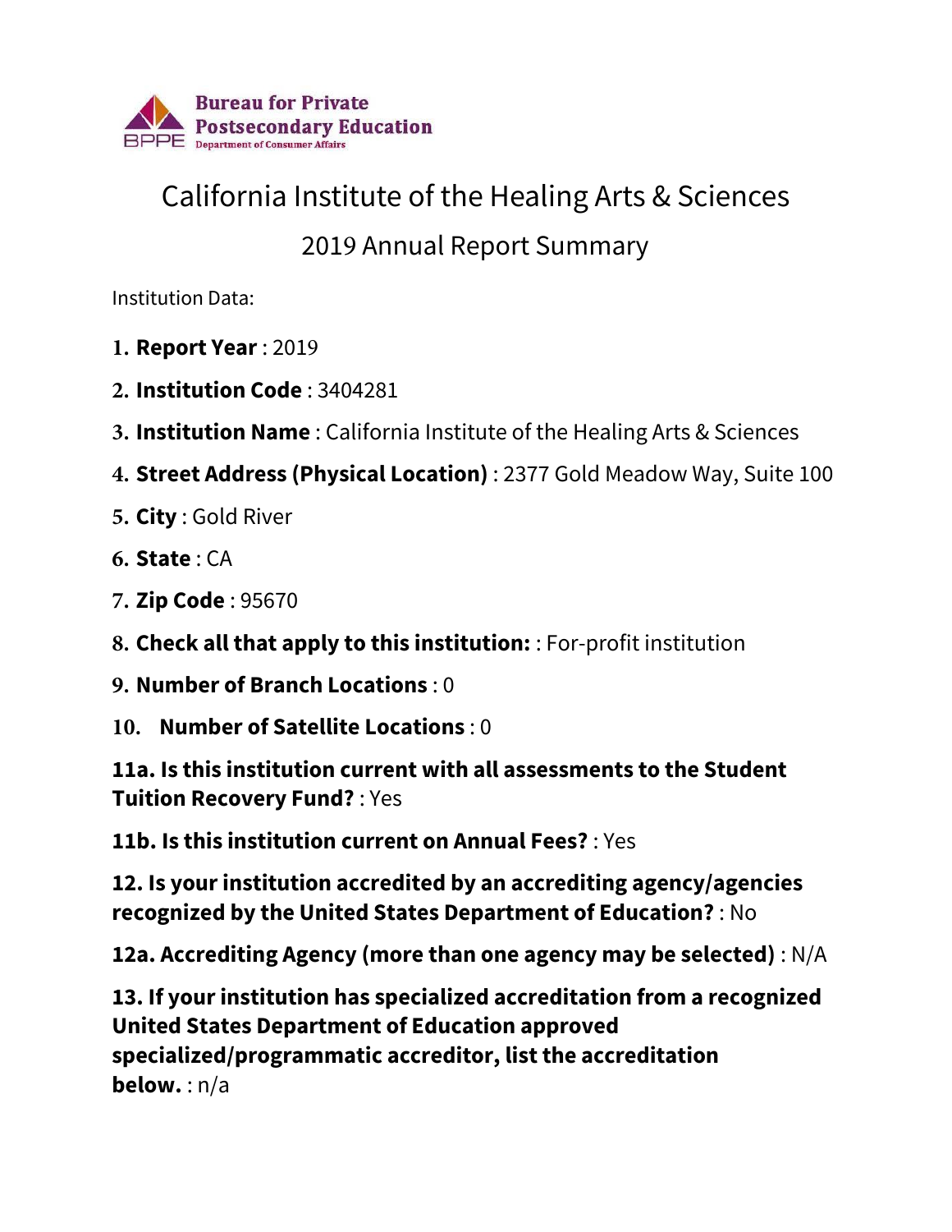Bureau for Private Postsecondary Education
Department of Consumer Affairs

# California Institute of the Healing Arts & Sciences

## 2019 Annual Report Summary

Institution Data:

1. **Report Year** : 2019
2. **Institution Code** : 3404281
3. **Institution Name** : California Institute of the Healing Arts & Sciences
4. **Street Address (Physical Location)** : 2377 Gold Meadow Way, Suite 100
5. **City** : Gold River
6. **State** : CA
7. **Zip Code** : 95670
8. **Check all that apply to this institution:** : For-profit institution
9. **Number of Branch Locations** : 0
10. **Number of Satellite Locations** : 0

**11a. Is this institution current with all assessments to the Student Tuition Recovery Fund?** : Yes

**11b. Is this institution current on Annual Fees?** : Yes

**12. Is your institution accredited by an accrediting agency/agencies recognized by the United States Department of Education?** : No

**12a. Accrediting Agency (more than one agency may be selected)** : N/A

**13. If your institution has specialized accreditation from a recognized United States Department of Education approved specialized/programmatic accreditor, list the accreditation below.** : n/a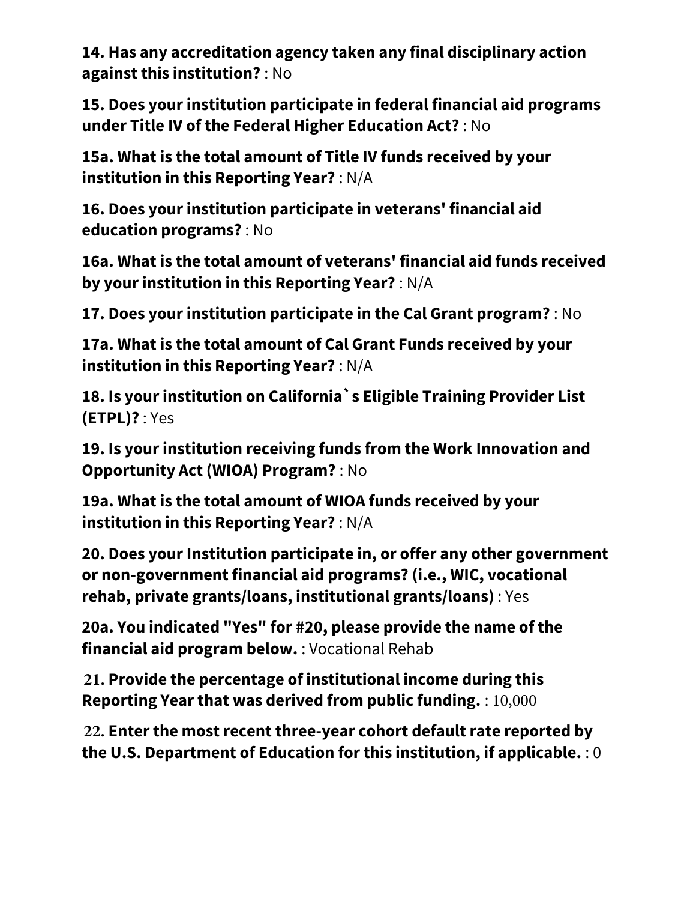**14. Has any accreditation agency taken any final disciplinary action against this institution?** : No

**15. Does your institution participate in federal financial aid programs under Title IV of the Federal Higher Education Act?** : No

**15a. What is the total amount of Title IV funds received by your institution in this Reporting Year?** : N/A

**16. Does your institution participate in veterans' financial aid education programs?** : No

**16a. What is the total amount of veterans' financial aid funds received by your institution in this Reporting Year?** : N/A

**17. Does your institution participate in the Cal Grant program?** : No

**17a. What is the total amount of Cal Grant Funds received by your institution in this Reporting Year?** : N/A

**18. Is your institution on California`s Eligible Training Provider List (ETPL)?** : Yes

**19. Is your institution receiving funds from the Work Innovation and Opportunity Act (WIOA) Program?** : No

**19a. What is the total amount of WIOA funds received by your institution in this Reporting Year?** : N/A

**20. Does your Institution participate in, or offer any other government or non-government financial aid programs? (i.e., WIC, vocational rehab, private grants/loans, institutional grants/loans)** : Yes

**20a. You indicated "Yes" for #20, please provide the name of the financial aid program below.** : Vocational Rehab

**21. Provide the percentage of institutional income during this Reporting Year that was derived from public funding.** : 10,000

**22. Enter the most recent three-year cohort default rate reported by the U.S. Department of Education for this institution, if applicable.** : 0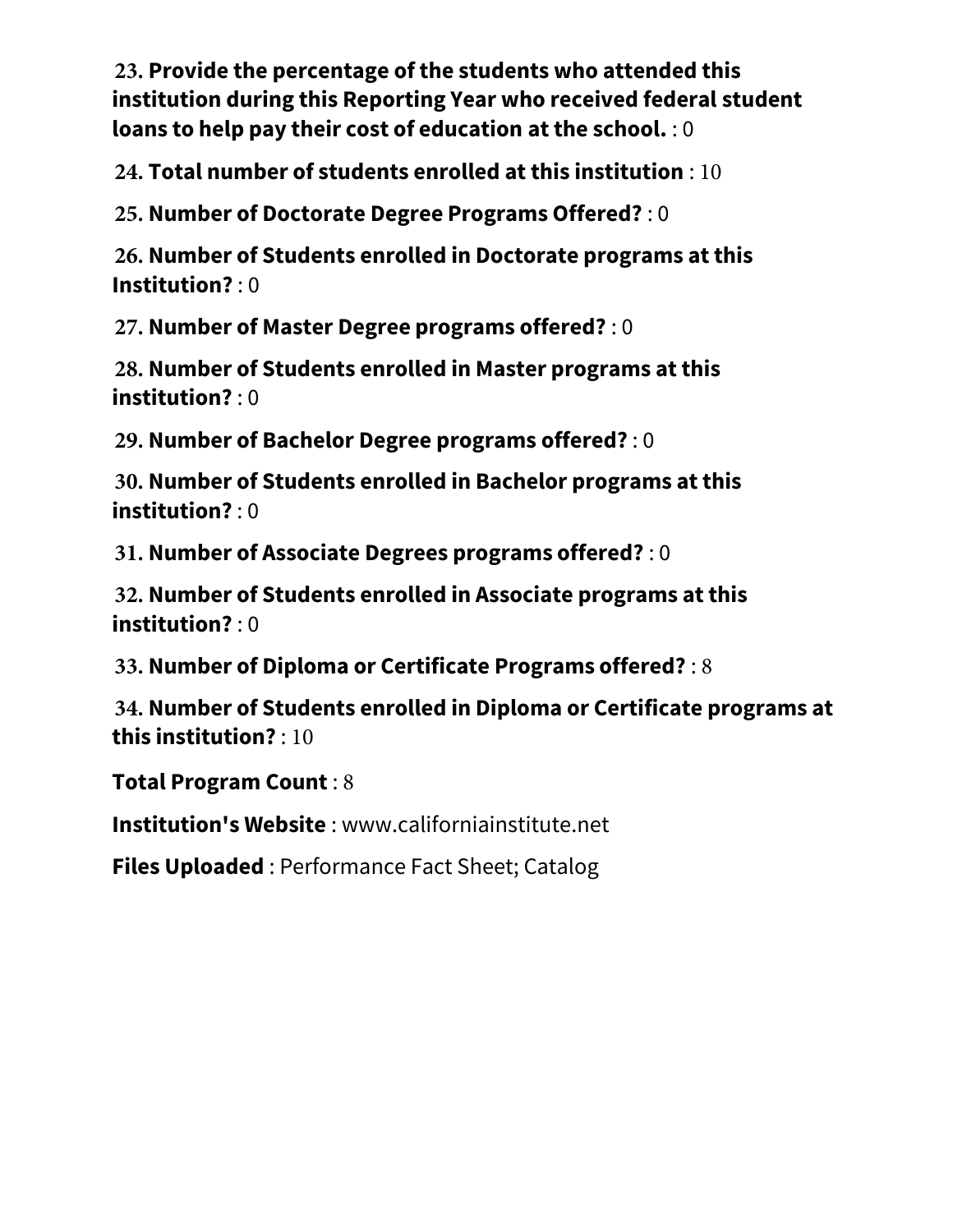**23. Provide the percentage of the students who attended this institution during this Reporting Year who received federal student loans to help pay their cost of education at the school.** : 0

**24. Total number of students enrolled at this institution** : 10

**25. Number of Doctorate Degree Programs Offered?** : 0

**26. Number of Students enrolled in Doctorate programs at this Institution?** : 0

**27. Number of Master Degree programs offered?** : 0

**28. Number of Students enrolled in Master programs at this institution?** : 0

**29. Number of Bachelor Degree programs offered?** : 0

**30. Number of Students enrolled in Bachelor programs at this institution?** : 0

**31. Number of Associate Degrees programs offered?** : 0

**32. Number of Students enrolled in Associate programs at this institution?** : 0

**33. Number of Diploma or Certificate Programs offered?** : 8

**34. Number of Students enrolled in Diploma or Certificate programs at this institution?** : 10

**Total Program Count** : 8

**Institution's Website** : www.californiainstitute.net

**Files Uploaded** : Performance Fact Sheet; Catalog